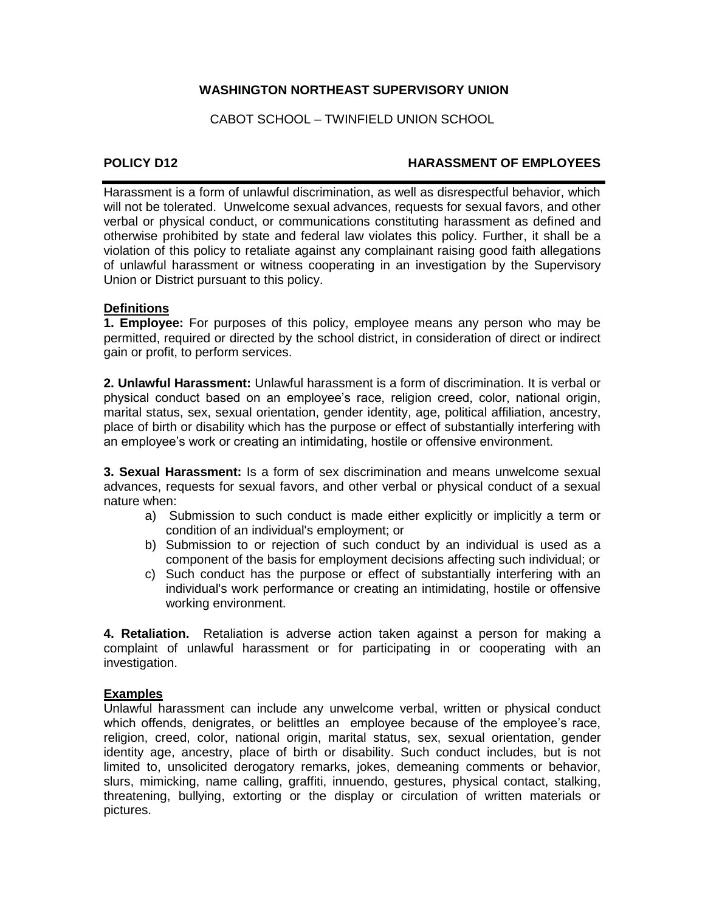**WASHINGTON NORTHEAST SUPERVISORY UNION**

CABOT SCHOOL – TWINFIELD UNION SCHOOL

**POLICY D12** **HARASSMENT OF EMPLOYEES**

---

Harassment is a form of unlawful discrimination, as well as disrespectful behavior, which will not be tolerated. Unwelcome sexual advances, requests for sexual favors, and other verbal or physical conduct, or communications constituting harassment as defined and otherwise prohibited by state and federal law violates this policy. Further, it shall be a violation of this policy to retaliate against any complainant raising good faith allegations of unlawful harassment or witness cooperating in an investigation by the Supervisory Union or District pursuant to this policy.

**Definitions**

**1. Employee:** For purposes of this policy, employee means any person who may be permitted, required or directed by the school district, in consideration of direct or indirect gain or profit, to perform services.

**2. Unlawful Harassment:** Unlawful harassment is a form of discrimination. It is verbal or physical conduct based on an employee's race, religion creed, color, national origin, marital status, sex, sexual orientation, gender identity, age, political affiliation, ancestry, place of birth or disability which has the purpose or effect of substantially interfering with an employee's work or creating an intimidating, hostile or offensive environment.

**3. Sexual Harassment:** Is a form of sex discrimination and means unwelcome sexual advances, requests for sexual favors, and other verbal or physical conduct of a sexual nature when:

a) Submission to such conduct is made either explicitly or implicitly a term or condition of an individual's employment; or
b) Submission to or rejection of such conduct by an individual is used as a component of the basis for employment decisions affecting such individual; or
c) Such conduct has the purpose or effect of substantially interfering with an individual's work performance or creating an intimidating, hostile or offensive working environment.

**4. Retaliation.** Retaliation is adverse action taken against a person for making a complaint of unlawful harassment or for participating in or cooperating with an investigation.

**Examples**

Unlawful harassment can include any unwelcome verbal, written or physical conduct which offends, denigrates, or belittles an employee because of the employee's race, religion, creed, color, national origin, marital status, sex, sexual orientation, gender identity age, ancestry, place of birth or disability. Such conduct includes, but is not limited to, unsolicited derogatory remarks, jokes, demeaning comments or behavior, slurs, mimicking, name calling, graffiti, innuendo, gestures, physical contact, stalking, threatening, bullying, extorting or the display or circulation of written materials or pictures.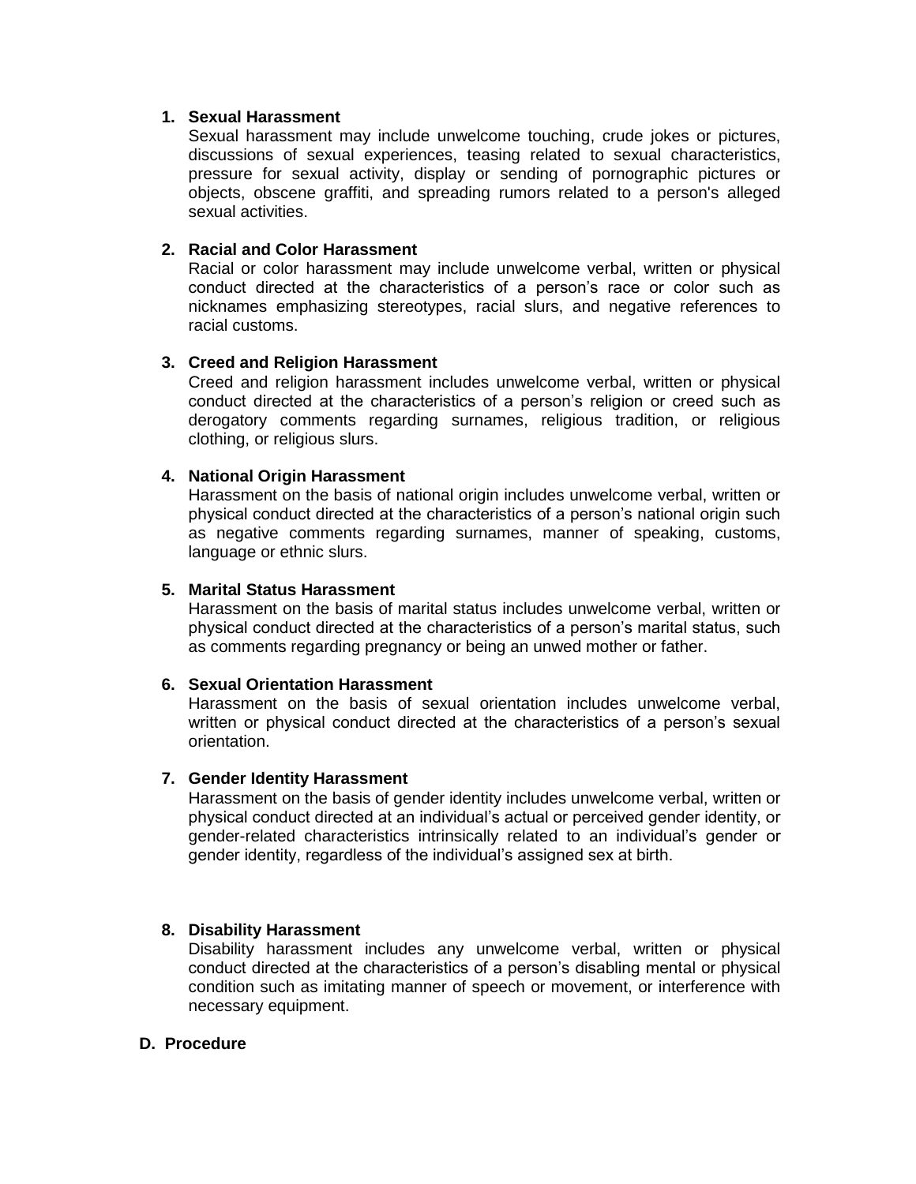1. **Sexual Harassment**
   Sexual harassment may include unwelcome touching, crude jokes or pictures, discussions of sexual experiences, teasing related to sexual characteristics, pressure for sexual activity, display or sending of pornographic pictures or objects, obscene graffiti, and spreading rumors related to a person's alleged sexual activities.

2. **Racial and Color Harassment**
   Racial or color harassment may include unwelcome verbal, written or physical conduct directed at the characteristics of a person's race or color such as nicknames emphasizing stereotypes, racial slurs, and negative references to racial customs.

3. **Creed and Religion Harassment**
   Creed and religion harassment includes unwelcome verbal, written or physical conduct directed at the characteristics of a person's religion or creed such as derogatory comments regarding surnames, religious tradition, or religious clothing, or religious slurs.

4. **National Origin Harassment**
   Harassment on the basis of national origin includes unwelcome verbal, written or physical conduct directed at the characteristics of a person's national origin such as negative comments regarding surnames, manner of speaking, customs, language or ethnic slurs.

5. **Marital Status Harassment**
   Harassment on the basis of marital status includes unwelcome verbal, written or physical conduct directed at the characteristics of a person's marital status, such as comments regarding pregnancy or being an unwed mother or father.

6. **Sexual Orientation Harassment**
   Harassment on the basis of sexual orientation includes unwelcome verbal, written or physical conduct directed at the characteristics of a person's sexual orientation.

7. **Gender Identity Harassment**
   Harassment on the basis of gender identity includes unwelcome verbal, written or physical conduct directed at an individual's actual or perceived gender identity, or gender-related characteristics intrinsically related to an individual's gender or gender identity, regardless of the individual's assigned sex at birth.

8. **Disability Harassment**
   Disability harassment includes any unwelcome verbal, written or physical conduct directed at the characteristics of a person's disabling mental or physical condition such as imitating manner of speech or movement, or interference with necessary equipment.

**D. Procedure**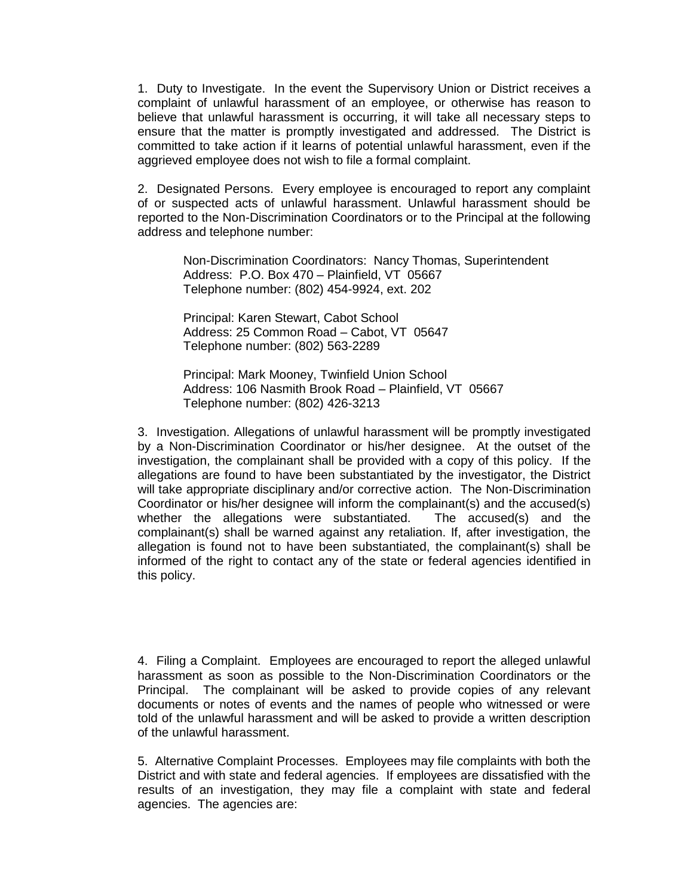1. Duty to Investigate. In the event the Supervisory Union or District receives a complaint of unlawful harassment of an employee, or otherwise has reason to believe that unlawful harassment is occurring, it will take all necessary steps to ensure that the matter is promptly investigated and addressed. The District is committed to take action if it learns of potential unlawful harassment, even if the aggrieved employee does not wish to file a formal complaint.

2. Designated Persons. Every employee is encouraged to report any complaint of or suspected acts of unlawful harassment. Unlawful harassment should be reported to the Non-Discrimination Coordinators or to the Principal at the following address and telephone number:

> Non-Discrimination Coordinators: Nancy Thomas, Superintendent
> Address: P.O. Box 470 – Plainfield, VT 05667
> Telephone number: (802) 454-9924, ext. 202
>
> Principal: Karen Stewart, Cabot School
> Address: 25 Common Road – Cabot, VT 05647
> Telephone number: (802) 563-2289
>
> Principal: Mark Mooney, Twinfield Union School
> Address: 106 Nasmith Brook Road – Plainfield, VT 05667
> Telephone number: (802) 426-3213

3. Investigation. Allegations of unlawful harassment will be promptly investigated by a Non-Discrimination Coordinator or his/her designee. At the outset of the investigation, the complainant shall be provided with a copy of this policy. If the allegations are found to have been substantiated by the investigator, the District will take appropriate disciplinary and/or corrective action. The Non-Discrimination Coordinator or his/her designee will inform the complainant(s) and the accused(s) whether the allegations were substantiated. The accused(s) and the complainant(s) shall be warned against any retaliation. If, after investigation, the allegation is found not to have been substantiated, the complainant(s) shall be informed of the right to contact any of the state or federal agencies identified in this policy.

4. Filing a Complaint. Employees are encouraged to report the alleged unlawful harassment as soon as possible to the Non-Discrimination Coordinators or the Principal. The complainant will be asked to provide copies of any relevant documents or notes of events and the names of people who witnessed or were told of the unlawful harassment and will be asked to provide a written description of the unlawful harassment.

5. Alternative Complaint Processes. Employees may file complaints with both the District and with state and federal agencies. If employees are dissatisfied with the results of an investigation, they may file a complaint with state and federal agencies. The agencies are: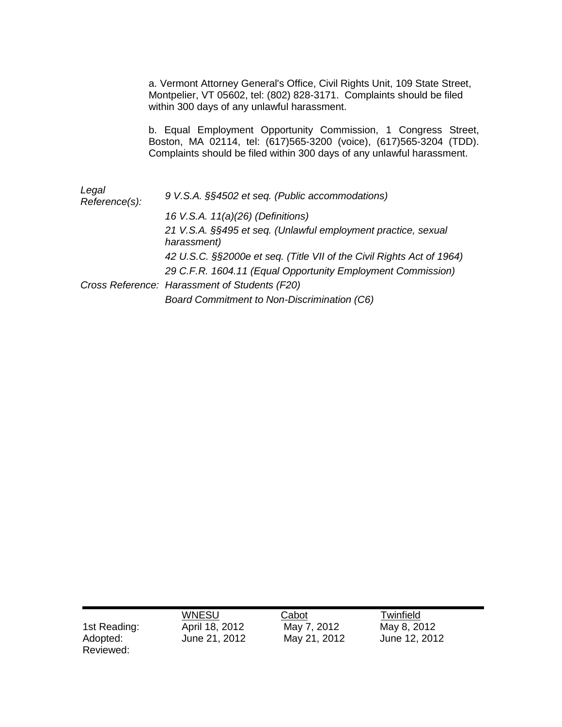a. Vermont Attorney General's Office, Civil Rights Unit, 109 State Street, Montpelier, VT 05602, tel: (802) 828-3171. Complaints should be filed within 300 days of any unlawful harassment.

b. Equal Employment Opportunity Commission, 1 Congress Street, Boston, MA 02114, tel: (617)565-3200 (voice), (617)565-3204 (TDD). Complaints should be filed within 300 days of any unlawful harassment.

*Legal Reference(s):* *9 V.S.A. §§4502 et seq. (Public accommodations)*
*16 V.S.A. 11(a)(26) (Definitions)*
*21 V.S.A. §§495 et seq. (Unlawful employment practice, sexual harassment)*
*42 U.S.C. §§2000e et seq. (Title VII of the Civil Rights Act of 1964)*
*29 C.F.R. 1604.11 (Equal Opportunity Employment Commission)*

*Cross Reference:* *Harassment of Students (F20)*
*Board Commitment to Non-Discrimination (C6)*

| | WNESU | Cabot | Twinfield |
|---|---|---|---|
| 1st Reading: | April 18, 2012 | May 7, 2012 | May 8, 2012 |
| Adopted: | June 21, 2012 | May 21, 2012 | June 12, 2012 |
| Reviewed: | | | |